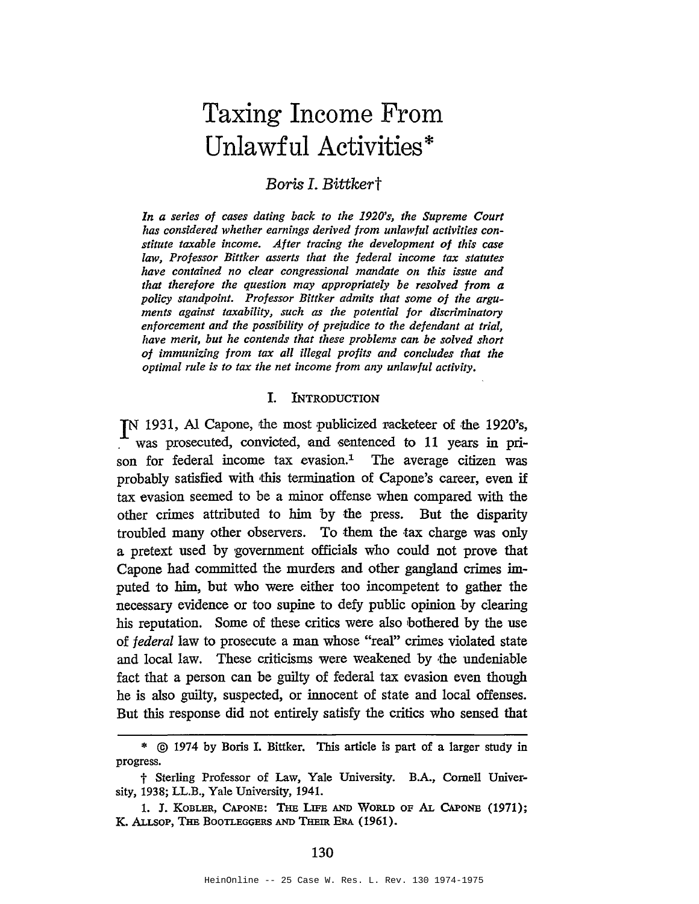# Taxing Income From Unlawful Activities*

*Boris I. Bittker*†

*In a series of cases dating back to the 1920's, the Supreme Court has considered whether earnings derived from unlawful activities constitute taxable income. After tracing the development of this case law, Professor Bittker asserts that the federal income tax statutes have contained no clear congressional mandate on this issue and that therefore the question may appropriately be resolved from a policy standpoint. Professor Bittker admits that some of the arguments against taxability, such as the potential for discriminatory enforcement and the possibility of prejudice to the defendant at trial, have merit, but he contends that these problems can be solved short of immunizing from tax all illegal profits and concludes that the optimal rule is to tax the net income from any unlawful activity.*

## I. Introduction

IN 1931, Al Capone, the most publicized racketeer of the 1920's, was prosecuted, convicted, and sentenced to 11 years in prison for federal income tax evasion.[1] The average citizen was probably satisfied with this termination of Capone's career, even if tax evasion seemed to be a minor offense when compared with the other crimes attributed to him by the press. But the disparity troubled many other observers. To them the tax charge was only a pretext used by government officials who could not prove that Capone had committed the murders and other gangland crimes imputed to him, but who were either too incompetent to gather the necessary evidence or too supine to defy public opinion by clearing his reputation. Some of these critics were also bothered by the use of *federal* law to prosecute a man whose "real" crimes violated state and local law. These criticisms were weakened by the undeniable fact that a person can be guilty of federal tax evasion even though he is also guilty, suspected, or innocent of state and local offenses. But this response did not entirely satisfy the critics who sensed that

---

\* © 1974 by Boris I. Bittker. This article is part of a larger study in progress.

† Sterling Professor of Law, Yale University. B.A., Cornell University, 1938; LL.B., Yale University, 1941.

1. J. KOBLER, CAPONE: THE LIFE AND WORLD OF AL CAPONE (1971); K. ALLSOP, THE BOOTLEGGERS AND THEIR ERA (1961).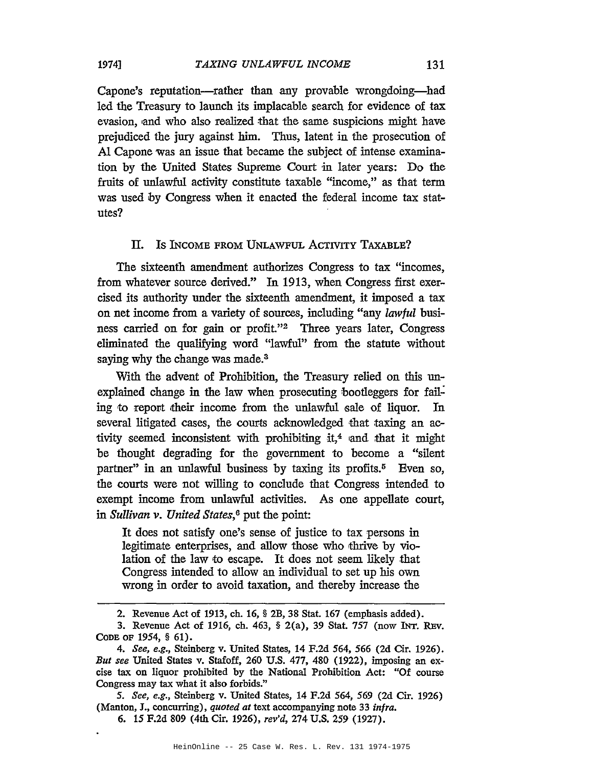Capone's reputation—rather than any provable wrongdoing—had led the Treasury to launch its implacable search for evidence of tax evasion, and who also realized that the same suspicions might have prejudiced the jury against him. Thus, latent in the prosecution of Al Capone was an issue that became the subject of intense examination by the United States Supreme Court in later years: Do the fruits of unlawful activity constitute taxable "income," as that term was used by Congress when it enacted the federal income tax statutes?

## II. Is Income from Unlawful Activity Taxable?

The sixteenth amendment authorizes Congress to tax "incomes, from whatever source derived." In 1913, when Congress first exercised its authority under the sixteenth amendment, it imposed a tax on net income from a variety of sources, including "any *lawful* business carried on for gain or profit."[2] Three years later, Congress eliminated the qualifying word "lawful" from the statute without saying why the change was made.[3]

With the advent of Prohibition, the Treasury relied on this unexplained change in the law when prosecuting bootleggers for failing to report their income from the unlawful sale of liquor. In several litigated cases, the courts acknowledged that taxing an activity seemed inconsistent with prohibiting it,[4] and that it might be thought degrading for the government to become a "silent partner" in an unlawful business by taxing its profits.[5] Even so, the courts were not willing to conclude that Congress intended to exempt income from unlawful activities. As one appellate court, in *Sullivan v. United States*,[6] put the point:

> It does not satisfy one's sense of justice to tax persons in legitimate enterprises, and allow those who thrive by violation of the law to escape. It does not seem likely that Congress intended to allow an individual to set up his own wrong in order to avoid taxation, and thereby increase the

---

2. Revenue Act of 1913, ch. 16, § 2B, 38 Stat. 167 (emphasis added).

3. Revenue Act of 1916, ch. 463, § 2(a), 39 Stat. 757 (now INT. REV. CODE OF 1954, § 61).

4. *See, e.g.*, Steinberg v. United States, 14 F.2d 564, 566 (2d Cir. 1926). *But see* United States v. Stafoff, 260 U.S. 477, 480 (1922), imposing an excise tax on liquor prohibited by the National Prohibition Act: "Of course Congress may tax what it also forbids."

5. *See, e.g.*, Steinberg v. United States, 14 F.2d 564, 569 (2d Cir. 1926) (Manton, J., concurring), *quoted at* text accompanying note 33 *infra*.

6. 15 F.2d 809 (4th Cir. 1926), *rev'd*, 274 U.S. 259 (1927).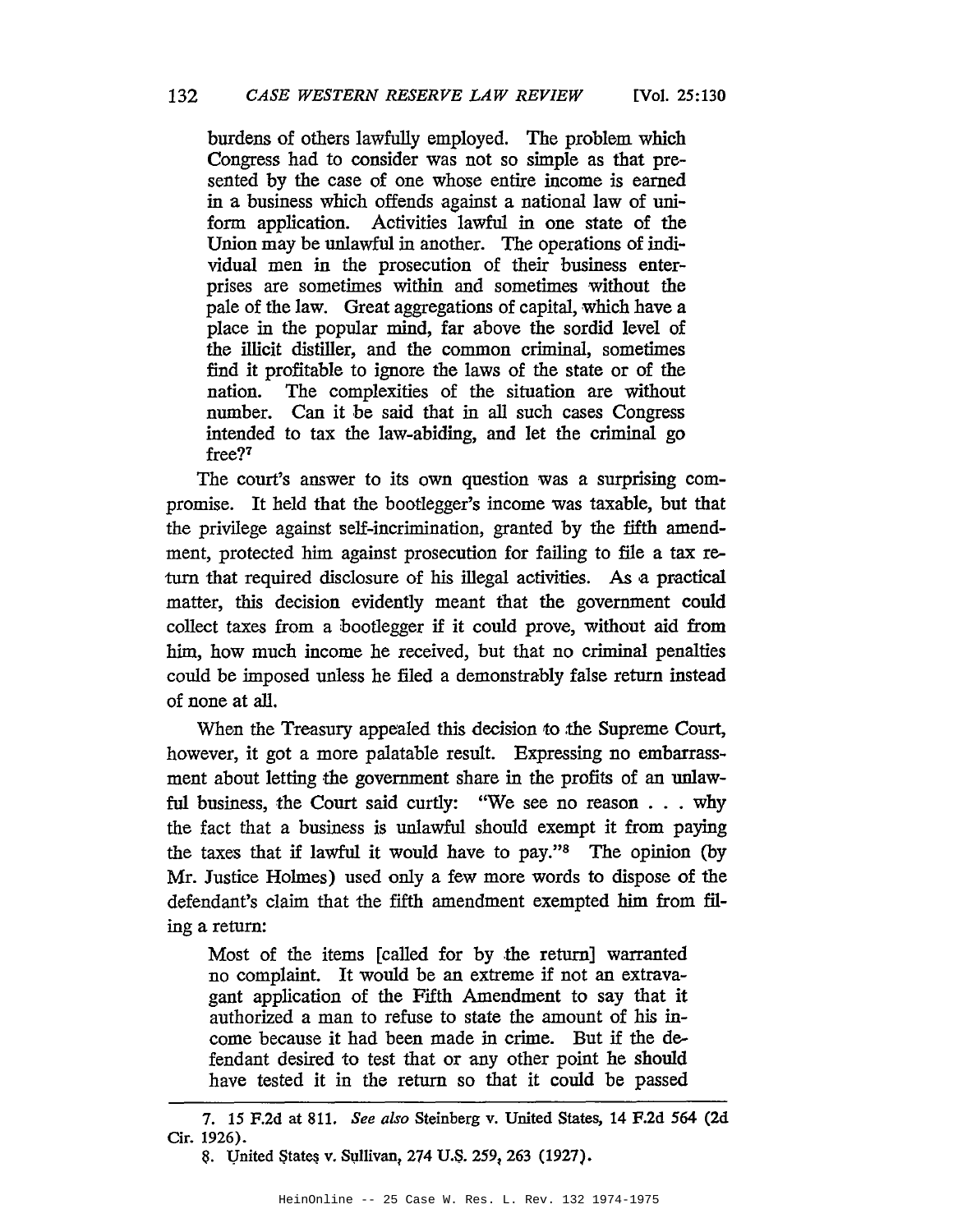> burdens of others lawfully employed. The problem which Congress had to consider was not so simple as that presented by the case of one whose entire income is earned in a business which offends against a national law of uniform application. Activities lawful in one state of the Union may be unlawful in another. The operations of individual men in the prosecution of their business enterprises are sometimes within and sometimes without the pale of the law. Great aggregations of capital, which have a place in the popular mind, far above the sordid level of the illicit distiller, and the common criminal, sometimes find it profitable to ignore the laws of the state or of the nation. The complexities of the situation are without number. Can it be said that in all such cases Congress intended to tax the law-abiding, and let the criminal go free?[7]

The court's answer to its own question was a surprising compromise. It held that the bootlegger's income was taxable, but that the privilege against self-incrimination, granted by the fifth amendment, protected him against prosecution for failing to file a tax return that required disclosure of his illegal activities. As a practical matter, this decision evidently meant that the government could collect taxes from a bootlegger if it could prove, without aid from him, how much income he received, but that no criminal penalties could be imposed unless he filed a demonstrably false return instead of none at all.

When the Treasury appealed this decision to the Supreme Court, however, it got a more palatable result. Expressing no embarrassment about letting the government share in the profits of an unlawful business, the Court said curtly: "We see no reason . . . why the fact that a business is unlawful should exempt it from paying the taxes that if lawful it would have to pay."[8] The opinion (by Mr. Justice Holmes) used only a few more words to dispose of the defendant's claim that the fifth amendment exempted him from filing a return:

> Most of the items [called for by the return] warranted no complaint. It would be an extreme if not an extravagant application of the Fifth Amendment to say that it authorized a man to refuse to state the amount of his income because it had been made in crime. But if the defendant desired to test that or any other point he should have tested it in the return so that it could be passed

---

7. 15 F.2d at 811. *See also* Steinberg v. United States, 14 F.2d 564 (2d Cir. 1926).

8. United States v. Sullivan, 274 U.S. 259, 263 (1927).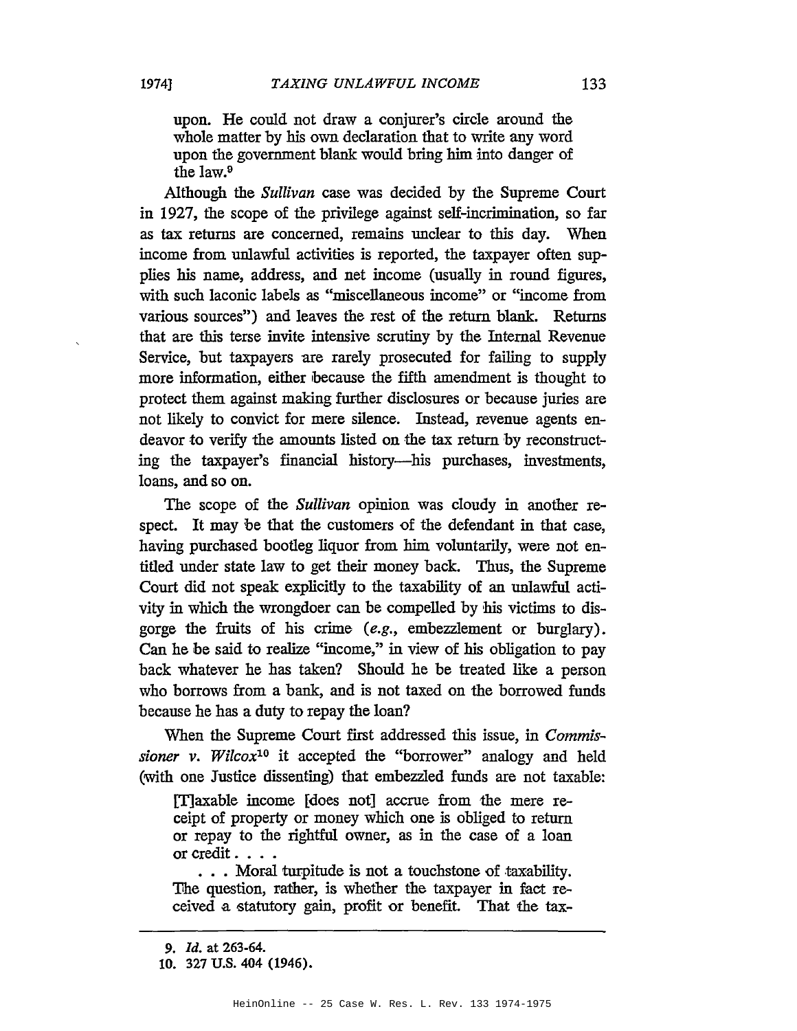> upon. He could not draw a conjurer's circle around the whole matter by his own declaration that to write any word upon the government blank would bring him into danger of the law.[9]

Although the *Sullivan* case was decided by the Supreme Court in 1927, the scope of the privilege against self-incrimination, so far as tax returns are concerned, remains unclear to this day. When income from unlawful activities is reported, the taxpayer often supplies his name, address, and net income (usually in round figures, with such laconic labels as "miscellaneous income" or "income from various sources") and leaves the rest of the return blank. Returns that are this terse invite intensive scrutiny by the Internal Revenue Service, but taxpayers are rarely prosecuted for failing to supply more information, either because the fifth amendment is thought to protect them against making further disclosures or because juries are not likely to convict for mere silence. Instead, revenue agents endeavor to verify the amounts listed on the tax return by reconstructing the taxpayer's financial history—his purchases, investments, loans, and so on.

The scope of the *Sullivan* opinion was cloudy in another respect. It may be that the customers of the defendant in that case, having purchased bootleg liquor from him voluntarily, were not entitled under state law to get their money back. Thus, the Supreme Court did not speak explicitly to the taxability of an unlawful activity in which the wrongdoer can be compelled by his victims to disgorge the fruits of his crime (*e.g.*, embezzlement or burglary). Can he be said to realize "income," in view of his obligation to pay back whatever he has taken? Should he be treated like a person who borrows from a bank, and is not taxed on the borrowed funds because he has a duty to repay the loan?

When the Supreme Court first addressed this issue, in *Commissioner v. Wilcox*[10] it accepted the "borrower" analogy and held (with one Justice dissenting) that embezzled funds are not taxable:

> [T]axable income [does not] accrue from the mere receipt of property or money which one is obliged to return or repay to the rightful owner, as in the case of a loan or credit. . . .
>
> . . . Moral turpitude is not a touchstone of taxability. The question, rather, is whether the taxpayer in fact received a statutory gain, profit or benefit. That the tax-

---

9. *Id.* at 263-64.

10. 327 U.S. 404 (1946).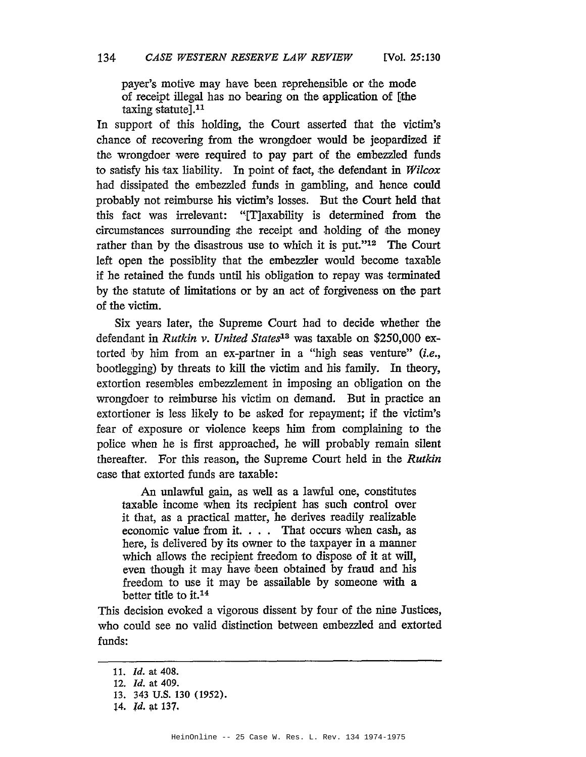payer's motive may have been reprehensible or the mode of receipt illegal has no bearing on the application of [the taxing statute].[11]

In support of this holding, the Court asserted that the victim's chance of recovering from the wrongdoer would be jeopardized if the wrongdoer were required to pay part of the embezzled funds to satisfy his tax liability. In point of fact, the defendant in *Wilcox* had dissipated the embezzled funds in gambling, and hence could probably not reimburse his victim's losses. But the Court held that this fact was irrelevant: "[T]axability is determined from the circumstances surrounding the receipt and holding of the money rather than by the disastrous use to which it is put."[12] The Court left open the possiblity that the embezzler would become taxable if he retained the funds until his obligation to repay was terminated by the statute of limitations or by an act of forgiveness on the part of the victim.

Six years later, the Supreme Court had to decide whether the defendant in *Rutkin v. United States*[13] was taxable on $250,000 extorted by him from an ex-partner in a "high seas venture" (*i.e.*, bootlegging) by threats to kill the victim and his family. In theory, extortion resembles embezzlement in imposing an obligation on the wrongdoer to reimburse his victim on demand. But in practice an extortioner is less likely to be asked for repayment; if the victim's fear of exposure or violence keeps him from complaining to the police when he is first approached, he will probably remain silent thereafter. For this reason, the Supreme Court held in the *Rutkin* case that extorted funds are taxable:

> An unlawful gain, as well as a lawful one, constitutes taxable income when its recipient has such control over it that, as a practical matter, he derives readily realizable economic value from it. . . . That occurs when cash, as here, is delivered by its owner to the taxpayer in a manner which allows the recipient freedom to dispose of it at will, even though it may have been obtained by fraud and his freedom to use it may be assailable by someone with a better title to it.[14]

This decision evoked a vigorous dissent by four of the nine Justices, who could see no valid distinction between embezzled and extorted funds:

---

11. *Id.* at 408.
12. *Id.* at 409.
13. 343 U.S. 130 (1952).
14. *Id.* at 137.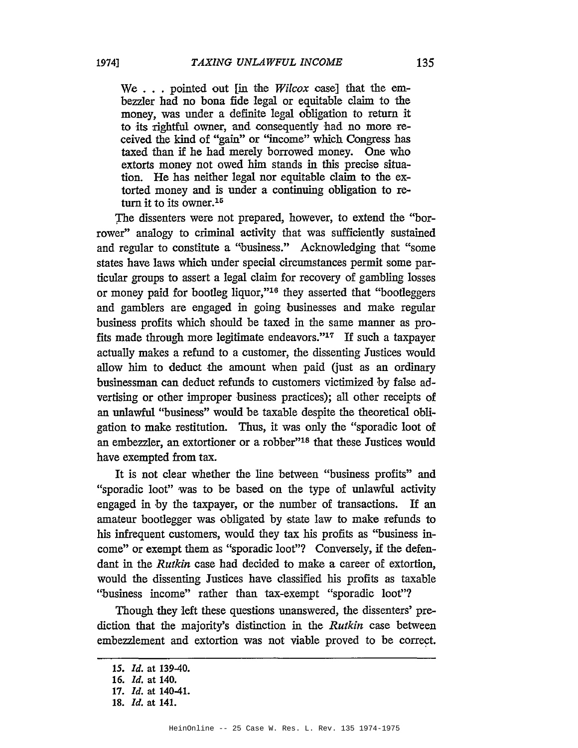> We . . . pointed out [in the *Wilcox* case] that the embezzler had no bona fide legal or equitable claim to the money, was under a definite legal obligation to return it to its rightful owner, and consequently had no more received the kind of "gain" or "income" which Congress has taxed than if he had merely borrowed money. One who extorts money not owed him stands in this precise situation. He has neither legal nor equitable claim to the extorted money and is under a continuing obligation to return it to its owner.[15]

The dissenters were not prepared, however, to extend the "borrower" analogy to criminal activity that was sufficiently sustained and regular to constitute a "business." Acknowledging that "some states have laws which under special circumstances permit some particular groups to assert a legal claim for recovery of gambling losses or money paid for bootleg liquor,"[16] they asserted that "bootleggers and gamblers are engaged in going businesses and make regular business profits which should be taxed in the same manner as profits made through more legitimate endeavors."[17] If such a taxpayer actually makes a refund to a customer, the dissenting Justices would allow him to deduct the amount when paid (just as an ordinary businessman can deduct refunds to customers victimized by false advertising or other improper business practices); all other receipts of an unlawful "business" would be taxable despite the theoretical obligation to make restitution. Thus, it was only the "sporadic loot of an embezzler, an extortioner or a robber"[18] that these Justices would have exempted from tax.

It is not clear whether the line between "business profits" and "sporadic loot" was to be based on the type of unlawful activity engaged in by the taxpayer, or the number of transactions. If an amateur bootlegger was obligated by state law to make refunds to his infrequent customers, would they tax his profits as "business income" or exempt them as "sporadic loot"? Conversely, if the defendant in the *Rutkin* case had decided to make a career of extortion, would the dissenting Justices have classified his profits as taxable "business income" rather than tax-exempt "sporadic loot"?

Though they left these questions unanswered, the dissenters' prediction that the majority's distinction in the *Rutkin* case between embezzlement and extortion was not viable proved to be correct.

---

15. *Id.* at 139-40.
16. *Id.* at 140.
17. *Id.* at 140-41.
18. *Id.* at 141.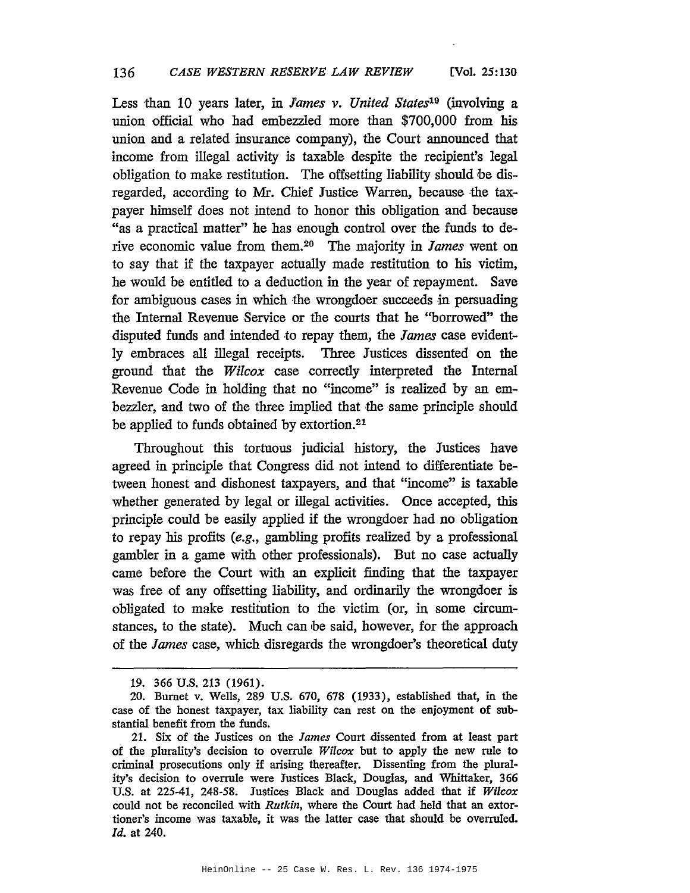Less than 10 years later, in *James v. United States*[19] (involving a union official who had embezzled more than $700,000 from his union and a related insurance company), the Court announced that income from illegal activity is taxable despite the recipient's legal obligation to make restitution. The offsetting liability should be disregarded, according to Mr. Chief Justice Warren, because the taxpayer himself does not intend to honor this obligation and because "as a practical matter" he has enough control over the funds to derive economic value from them.[20] The majority in *James* went on to say that if the taxpayer actually made restitution to his victim, he would be entitled to a deduction in the year of repayment. Save for ambiguous cases in which the wrongdoer succeeds in persuading the Internal Revenue Service or the courts that he "borrowed" the disputed funds and intended to repay them, the *James* case evidently embraces all illegal receipts. Three Justices dissented on the ground that the *Wilcox* case correctly interpreted the Internal Revenue Code in holding that no "income" is realized by an embezzler, and two of the three implied that the same principle should be applied to funds obtained by extortion.[21]

Throughout this tortuous judicial history, the Justices have agreed in principle that Congress did not intend to differentiate between honest and dishonest taxpayers, and that "income" is taxable whether generated by legal or illegal activities. Once accepted, this principle could be easily applied if the wrongdoer had no obligation to repay his profits (*e.g.*, gambling profits realized by a professional gambler in a game with other professionals). But no case actually came before the Court with an explicit finding that the taxpayer was free of any offsetting liability, and ordinarily the wrongdoer is obligated to make restitution to the victim (or, in some circumstances, to the state). Much can be said, however, for the approach of the *James* case, which disregards the wrongdoer's theoretical duty

---

19. 366 U.S. 213 (1961).

20. Burnet v. Wells, 289 U.S. 670, 678 (1933), established that, in the case of the honest taxpayer, tax liability can rest on the enjoyment of substantial benefit from the funds.

21. Six of the Justices on the *James* Court dissented from at least part of the plurality's decision to overrule *Wilcox* but to apply the new rule to criminal prosecutions only if arising thereafter. Dissenting from the plurality's decision to overrule were Justices Black, Douglas, and Whittaker, 366 U.S. at 225-41, 248-58. Justices Black and Douglas added that if *Wilcox* could not be reconciled with *Rutkin*, where the Court had held that an extortioner's income was taxable, it was the latter case that should be overruled. *Id.* at 240.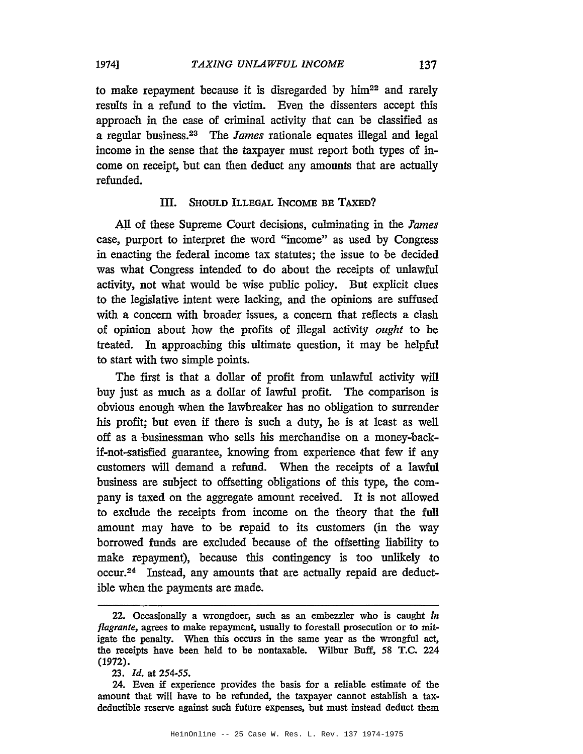to make repayment because it is disregarded by him[22] and rarely results in a refund to the victim. Even the dissenters accept this approach in the case of criminal activity that can be classified as a regular business.[23] The *James* rationale equates illegal and legal income in the sense that the taxpayer must report both types of income on receipt, but can then deduct any amounts that are actually refunded.

## III. SHOULD ILLEGAL INCOME BE TAXED?

All of these Supreme Court decisions, culminating in the *James* case, purport to interpret the word "income" as used by Congress in enacting the federal income tax statutes; the issue to be decided was what Congress intended to do about the receipts of unlawful activity, not what would be wise public policy. But explicit clues to the legislative intent were lacking, and the opinions are suffused with a concern with broader issues, a concern that reflects a clash of opinion about how the profits of illegal activity *ought* to be treated. In approaching this ultimate question, it may be helpful to start with two simple points.

The first is that a dollar of profit from unlawful activity will buy just as much as a dollar of lawful profit. The comparison is obvious enough when the lawbreaker has no obligation to surrender his profit; but even if there is such a duty, he is at least as well off as a businessman who sells his merchandise on a money-back-if-not-satisfied guarantee, knowing from experience that few if any customers will demand a refund. When the receipts of a lawful business are subject to offsetting obligations of this type, the company is taxed on the aggregate amount received. It is not allowed to exclude the receipts from income on the theory that the full amount may have to be repaid to its customers (in the way borrowed funds are excluded because of the offsetting liability to make repayment), because this contingency is too unlikely to occur.[24] Instead, any amounts that are actually repaid are deductible when the payments are made.

---

22. Occasionally a wrongdoer, such as an embezzler who is caught *in flagrante*, agrees to make repayment, usually to forestall prosecution or to mitigate the penalty. When this occurs in the same year as the wrongful act, the receipts have been held to be nontaxable. Wilbur Buff, 58 T.C. 224 (1972).

23. *Id.* at 254-55.

24. Even if experience provides the basis for a reliable estimate of the amount that will have to be refunded, the taxpayer cannot establish a tax-deductible reserve against such future expenses, but must instead deduct them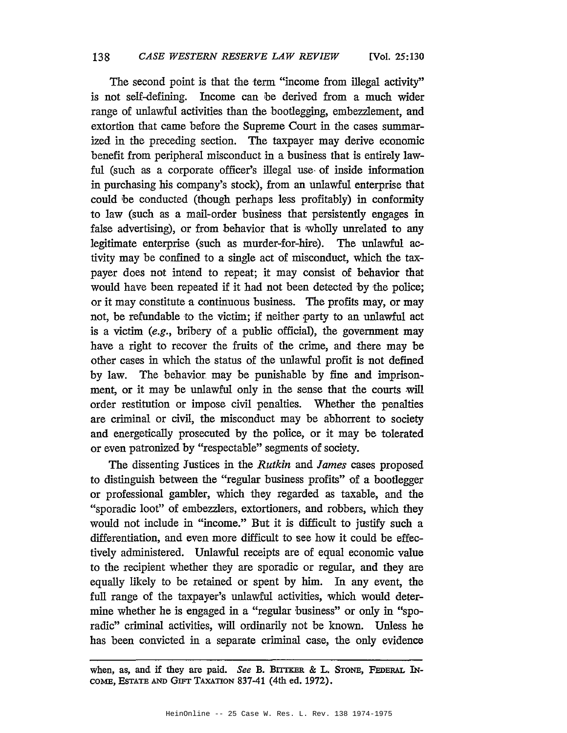The second point is that the term "income from illegal activity" is not self-defining. Income can be derived from a much wider range of unlawful activities than the bootlegging, embezzlement, and extortion that came before the Supreme Court in the cases summarized in the preceding section. The taxpayer may derive economic benefit from peripheral misconduct in a business that is entirely lawful (such as a corporate officer's illegal use of inside information in purchasing his company's stock), from an unlawful enterprise that could be conducted (though perhaps less profitably) in conformity to law (such as a mail-order business that persistently engages in false advertising), or from behavior that is wholly unrelated to any legitimate enterprise (such as murder-for-hire). The unlawful activity may be confined to a single act of misconduct, which the taxpayer does not intend to repeat; it may consist of behavior that would have been repeated if it had not been detected by the police; or it may constitute a continuous business. The profits may, or may not, be refundable to the victim; if neither party to an unlawful act is a victim (*e.g.*, bribery of a public official), the government may have a right to recover the fruits of the crime, and there may be other cases in which the status of the unlawful profit is not defined by law. The behavior may be punishable by fine and imprisonment, or it may be unlawful only in the sense that the courts will order restitution or impose civil penalties. Whether the penalties are criminal or civil, the misconduct may be abhorrent to society and energetically prosecuted by the police, or it may be tolerated or even patronized by "respectable" segments of society.

The dissenting Justices in the *Rutkin* and *James* cases proposed to distinguish between the "regular business profits" of a bootlegger or professional gambler, which they regarded as taxable, and the "sporadic loot" of embezzlers, extortioners, and robbers, which they would not include in "income." But it is difficult to justify such a differentiation, and even more difficult to see how it could be effectively administered. Unlawful receipts are of equal economic value to the recipient whether they are sporadic or regular, and they are equally likely to be retained or spent by him. In any event, the full range of the taxpayer's unlawful activities, which would determine whether he is engaged in a "regular business" or only in "sporadic" criminal activities, will ordinarily not be known. Unless he has been convicted in a separate criminal case, the only evidence

---

when, as, and if they are paid. *See* B. BITTKER & L. STONE, FEDERAL INCOME, ESTATE AND GIFT TAXATION 837-41 (4th ed. 1972).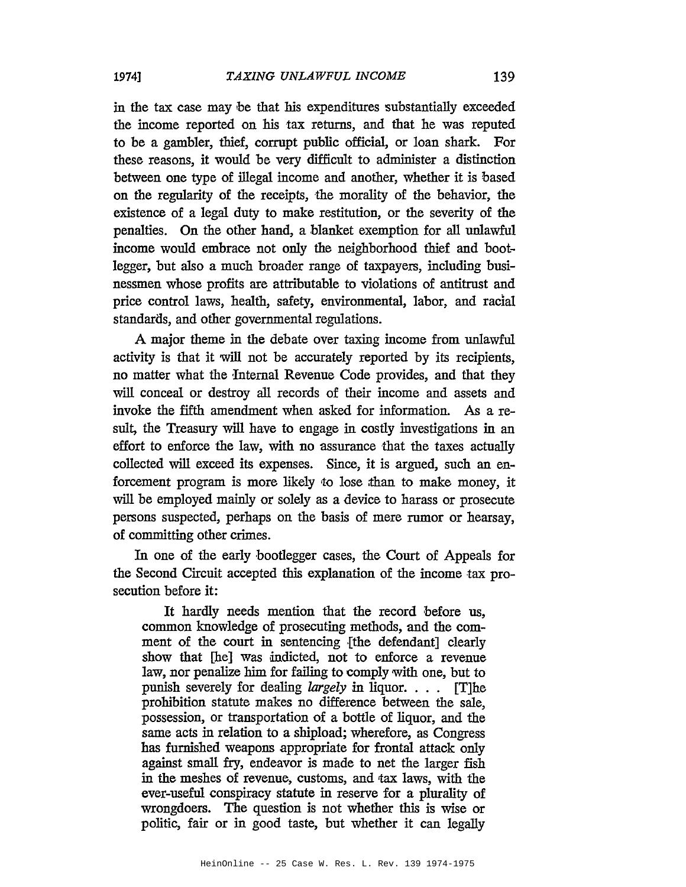in the tax case may be that his expenditures substantially exceeded the income reported on his tax returns, and that he was reputed to be a gambler, thief, corrupt public official, or loan shark. For these reasons, it would be very difficult to administer a distinction between one type of illegal income and another, whether it is based on the regularity of the receipts, the morality of the behavior, the existence of a legal duty to make restitution, or the severity of the penalties. On the other hand, a blanket exemption for all unlawful income would embrace not only the neighborhood thief and bootlegger, but also a much broader range of taxpayers, including businessmen whose profits are attributable to violations of antitrust and price control laws, health, safety, environmental, labor, and racial standards, and other governmental regulations.

A major theme in the debate over taxing income from unlawful activity is that it will not be accurately reported by its recipients, no matter what the Internal Revenue Code provides, and that they will conceal or destroy all records of their income and assets and invoke the fifth amendment when asked for information. As a result, the Treasury will have to engage in costly investigations in an effort to enforce the law, with no assurance that the taxes actually collected will exceed its expenses. Since, it is argued, such an enforcement program is more likely to lose than to make money, it will be employed mainly or solely as a device to harass or prosecute persons suspected, perhaps on the basis of mere rumor or hearsay, of committing other crimes.

In one of the early bootlegger cases, the Court of Appeals for the Second Circuit accepted this explanation of the income tax prosecution before it:

> It hardly needs mention that the record before us, common knowledge of prosecuting methods, and the comment of the court in sentencing [the defendant] clearly show that [he] was indicted, not to enforce a revenue law, nor penalize him for failing to comply with one, but to punish severely for dealing *largely* in liquor. . . . [T]he prohibition statute makes no difference between the sale, possession, or transportation of a bottle of liquor, and the same acts in relation to a shipload; wherefore, as Congress has furnished weapons appropriate for frontal attack only against small fry, endeavor is made to net the larger fish in the meshes of revenue, customs, and tax laws, with the ever-useful conspiracy statute in reserve for a plurality of wrongdoers. The question is not whether this is wise or politic, fair or in good taste, but whether it can legally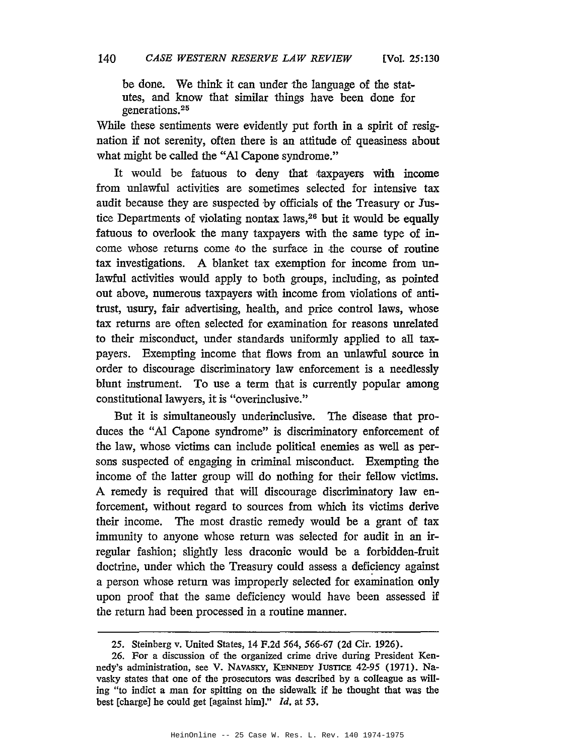> be done. We think it can under the language of the statutes, and know that similar things have been done for generations.[25]

While these sentiments were evidently put forth in a spirit of resignation if not serenity, often there is an attitude of queasiness about what might be called the "Al Capone syndrome."

It would be fatuous to deny that taxpayers with income from unlawful activities are sometimes selected for intensive tax audit because they are suspected by officials of the Treasury or Justice Departments of violating nontax laws,[26] but it would be equally fatuous to overlook the many taxpayers with the same type of income whose returns come to the surface in the course of routine tax investigations. A blanket tax exemption for income from unlawful activities would apply to both groups, including, as pointed out above, numerous taxpayers with income from violations of antitrust, usury, fair advertising, health, and price control laws, whose tax returns are often selected for examination for reasons unrelated to their misconduct, under standards uniformly applied to all taxpayers. Exempting income that flows from an unlawful source in order to discourage discriminatory law enforcement is a needlessly blunt instrument. To use a term that is currently popular among constitutional lawyers, it is "overinclusive."

But it is simultaneously underinclusive. The disease that produces the "Al Capone syndrome" is discriminatory enforcement of the law, whose victims can include political enemies as well as persons suspected of engaging in criminal misconduct. Exempting the income of the latter group will do nothing for their fellow victims. A remedy is required that will discourage discriminatory law enforcement, without regard to sources from which its victims derive their income. The most drastic remedy would be a grant of tax immunity to anyone whose return was selected for audit in an irregular fashion; slightly less draconic would be a forbidden-fruit doctrine, under which the Treasury could assess a deficiency against a person whose return was improperly selected for examination only upon proof that the same deficiency would have been assessed if the return had been processed in a routine manner.

---

25. Steinberg v. United States, 14 F.2d 564, 566-67 (2d Cir. 1926).

26. For a discussion of the organized crime drive during President Kennedy's administration, see V. NAVASKY, KENNEDY JUSTICE 42-95 (1971). Navasky states that one of the prosecutors was described by a colleague as willing "to indict a man for spitting on the sidewalk if he thought that was the best [charge] he could get [against him]." *Id.* at 53.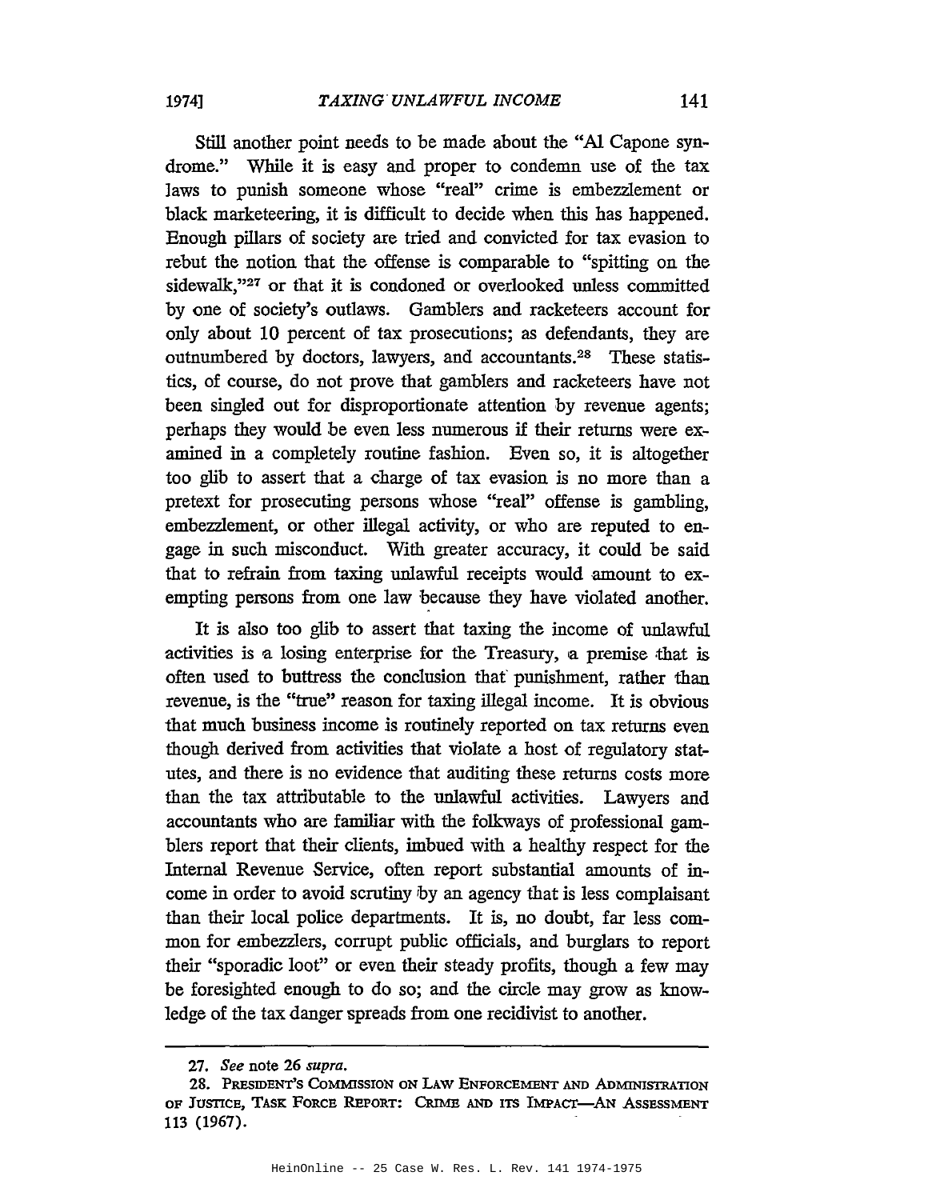Still another point needs to be made about the "Al Capone syndrome." While it is easy and proper to condemn use of the tax laws to punish someone whose "real" crime is embezzlement or black marketeering, it is difficult to decide when this has happened. Enough pillars of society are tried and convicted for tax evasion to rebut the notion that the offense is comparable to "spitting on the sidewalk,"[27] or that it is condoned or overlooked unless committed by one of society's outlaws. Gamblers and racketeers account for only about 10 percent of tax prosecutions; as defendants, they are outnumbered by doctors, lawyers, and accountants.[28] These statistics, of course, do not prove that gamblers and racketeers have not been singled out for disproportionate attention by revenue agents; perhaps they would be even less numerous if their returns were examined in a completely routine fashion. Even so, it is altogether too glib to assert that a charge of tax evasion is no more than a pretext for prosecuting persons whose "real" offense is gambling, embezzlement, or other illegal activity, or who are reputed to engage in such misconduct. With greater accuracy, it could be said that to refrain from taxing unlawful receipts would amount to exempting persons from one law because they have violated another.

It is also too glib to assert that taxing the income of unlawful activities is a losing enterprise for the Treasury, a premise that is often used to buttress the conclusion that punishment, rather than revenue, is the "true" reason for taxing illegal income. It is obvious that much business income is routinely reported on tax returns even though derived from activities that violate a host of regulatory statutes, and there is no evidence that auditing these returns costs more than the tax attributable to the unlawful activities. Lawyers and accountants who are familiar with the folkways of professional gamblers report that their clients, imbued with a healthy respect for the Internal Revenue Service, often report substantial amounts of income in order to avoid scrutiny by an agency that is less complaisant than their local police departments. It is, no doubt, far less common for embezzlers, corrupt public officials, and burglars to report their "sporadic loot" or even their steady profits, though a few may be foresighted enough to do so; and the circle may grow as knowledge of the tax danger spreads from one recidivist to another.

---

27. *See* note 26 *supra.*

28. PRESIDENT'S COMMISSION ON LAW ENFORCEMENT AND ADMINISTRATION OF JUSTICE, TASK FORCE REPORT: CRIME AND ITS IMPACT—AN ASSESSMENT 113 (1967).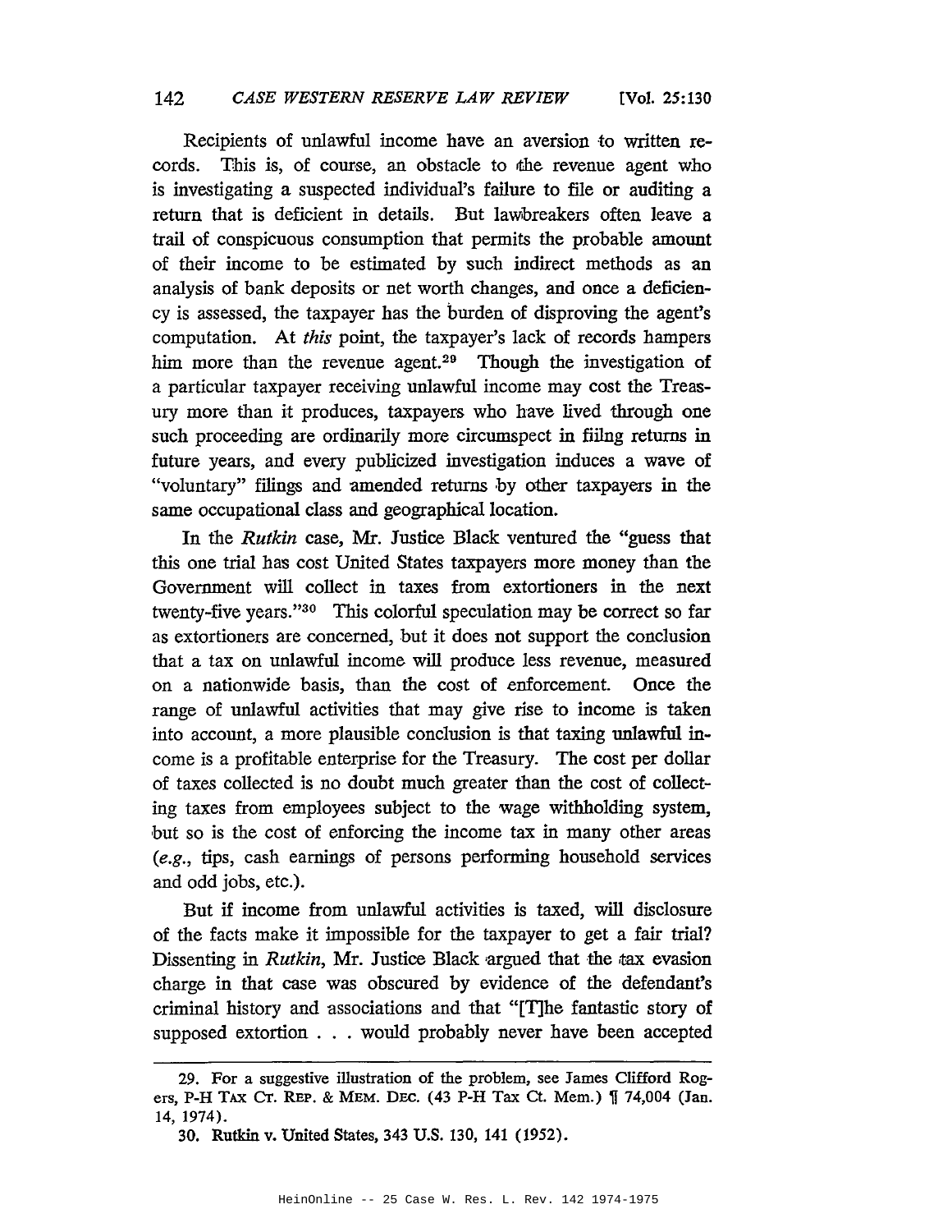Recipients of unlawful income have an aversion to written records. This is, of course, an obstacle to the revenue agent who is investigating a suspected individual's failure to file or auditing a return that is deficient in details. But lawbreakers often leave a trail of conspicuous consumption that permits the probable amount of their income to be estimated by such indirect methods as an analysis of bank deposits or net worth changes, and once a deficiency is assessed, the taxpayer has the burden of disproving the agent's computation. At *this* point, the taxpayer's lack of records hampers him more than the revenue agent.[29] Though the investigation of a particular taxpayer receiving unlawful income may cost the Treasury more than it produces, taxpayers who have lived through one such proceeding are ordinarily more circumspect in fiilng returns in future years, and every publicized investigation induces a wave of "voluntary" filings and amended returns by other taxpayers in the same occupational class and geographical location.

In the *Rutkin* case, Mr. Justice Black ventured the "guess that this one trial has cost United States taxpayers more money than the Government will collect in taxes from extortioners in the next twenty-five years."[30] This colorful speculation may be correct so far as extortioners are concerned, but it does not support the conclusion that a tax on unlawful income will produce less revenue, measured on a nationwide basis, than the cost of enforcement. Once the range of unlawful activities that may give rise to income is taken into account, a more plausible conclusion is that taxing unlawful income is a profitable enterprise for the Treasury. The cost per dollar of taxes collected is no doubt much greater than the cost of collecting taxes from employees subject to the wage withholding system, but so is the cost of enforcing the income tax in many other areas (*e.g.*, tips, cash earnings of persons performing household services and odd jobs, etc.).

But if income from unlawful activities is taxed, will disclosure of the facts make it impossible for the taxpayer to get a fair trial? Dissenting in *Rutkin*, Mr. Justice Black argued that the tax evasion charge in that case was obscured by evidence of the defendant's criminal history and associations and that "[T]he fantastic story of supposed extortion . . . would probably never have been accepted

---

29. For a suggestive illustration of the problem, see James Clifford Rogers, P-H TAX CT. REP. & MEM. DEC. (43 P-H Tax Ct. Mem.) ¶ 74,004 (Jan. 14, 1974).

30. Rutkin v. United States, 343 U.S. 130, 141 (1952).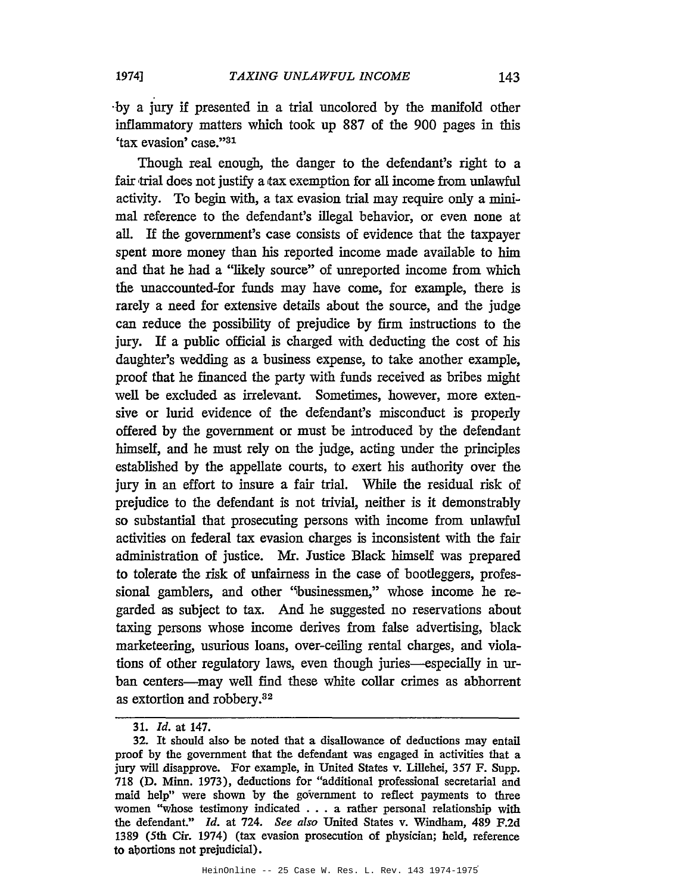by a jury if presented in a trial uncolored by the manifold other inflammatory matters which took up 887 of the 900 pages in this 'tax evasion' case."[31]

Though real enough, the danger to the defendant's right to a fair trial does not justify a tax exemption for all income from unlawful activity. To begin with, a tax evasion trial may require only a minimal reference to the defendant's illegal behavior, or even none at all. If the government's case consists of evidence that the taxpayer spent more money than his reported income made available to him and that he had a "likely source" of unreported income from which the unaccounted-for funds may have come, for example, there is rarely a need for extensive details about the source, and the judge can reduce the possibility of prejudice by firm instructions to the jury. If a public official is charged with deducting the cost of his daughter's wedding as a business expense, to take another example, proof that he financed the party with funds received as bribes might well be excluded as irrelevant. Sometimes, however, more extensive or lurid evidence of the defendant's misconduct is properly offered by the government or must be introduced by the defendant himself, and he must rely on the judge, acting under the principles established by the appellate courts, to exert his authority over the jury in an effort to insure a fair trial. While the residual risk of prejudice to the defendant is not trivial, neither is it demonstrably so substantial that prosecuting persons with income from unlawful activities on federal tax evasion charges is inconsistent with the fair administration of justice. Mr. Justice Black himself was prepared to tolerate the risk of unfairness in the case of bootleggers, professional gamblers, and other "businessmen," whose income he regarded as subject to tax. And he suggested no reservations about taxing persons whose income derives from false advertising, black marketeering, usurious loans, over-ceiling rental charges, and violations of other regulatory laws, even though juries—especially in urban centers—may well find these white collar crimes as abhorrent as extortion and robbery.[32]

---

31. *Id.* at 147.

32. It should also be noted that a disallowance of deductions may entail proof by the government that the defendant was engaged in activities that a jury will disapprove. For example, in United States v. Lillehei, 357 F. Supp. 718 (D. Minn. 1973), deductions for "additional professional secretarial and maid help" were shown by the government to reflect payments to three women "whose testimony indicated . . . a rather personal relationship with the defendant." *Id.* at 724. *See also* United States v. Windham, 489 F.2d 1389 (5th Cir. 1974) (tax evasion prosecution of physician; held, reference to abortions not prejudicial).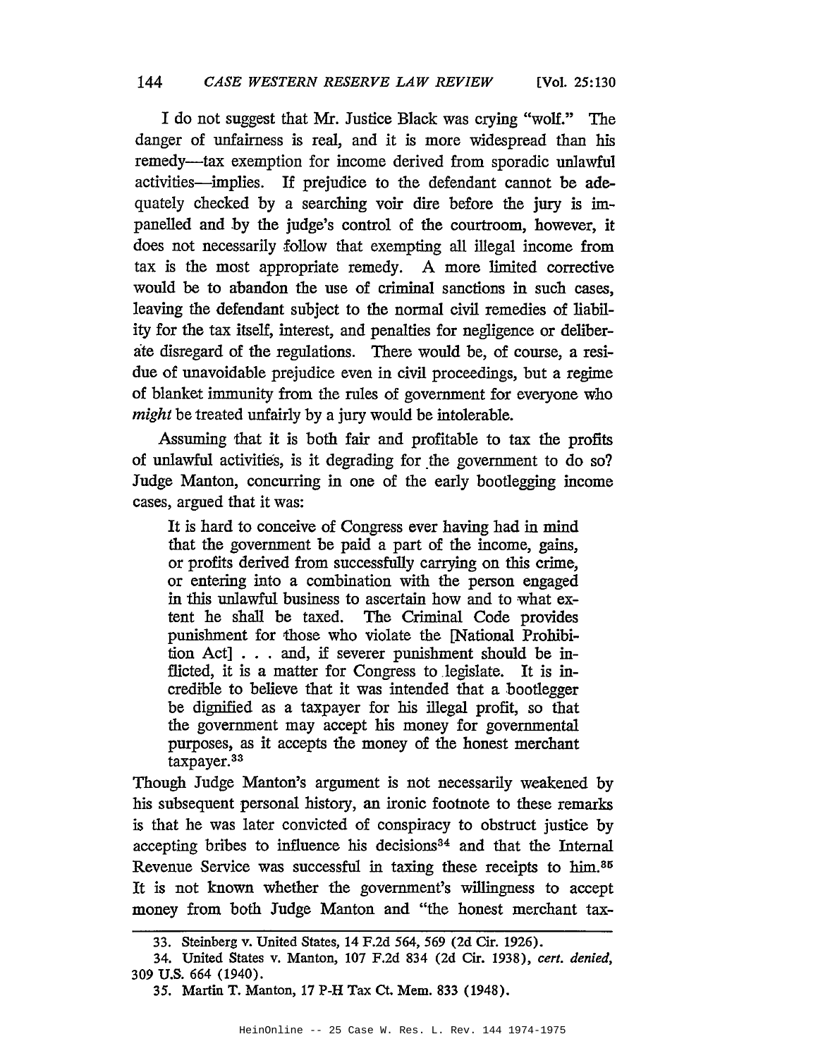I do not suggest that Mr. Justice Black was crying "wolf." The danger of unfairness is real, and it is more widespread than his remedy—tax exemption for income derived from sporadic unlawful activities—implies. If prejudice to the defendant cannot be adequately checked by a searching voir dire before the jury is impanelled and by the judge's control of the courtroom, however, it does not necessarily follow that exempting all illegal income from tax is the most appropriate remedy. A more limited corrective would be to abandon the use of criminal sanctions in such cases, leaving the defendant subject to the normal civil remedies of liability for the tax itself, interest, and penalties for negligence or deliberate disregard of the regulations. There would be, of course, a residue of unavoidable prejudice even in civil proceedings, but a regime of blanket immunity from the rules of government for everyone who *might* be treated unfairly by a jury would be intolerable.

Assuming that it is both fair and profitable to tax the profits of unlawful activities, is it degrading for the government to do so? Judge Manton, concurring in one of the early bootlegging income cases, argued that it was:

> It is hard to conceive of Congress ever having had in mind that the government be paid a part of the income, gains, or profits derived from successfully carrying on this crime, or entering into a combination with the person engaged in this unlawful business to ascertain how and to what extent he shall be taxed. The Criminal Code provides punishment for those who violate the [National Prohibition Act] . . . and, if severer punishment should be inflicted, it is a matter for Congress to legislate. It is incredible to believe that it was intended that a bootlegger be dignified as a taxpayer for his illegal profit, so that the government may accept his money for governmental purposes, as it accepts the money of the honest merchant taxpayer.[33]

Though Judge Manton's argument is not necessarily weakened by his subsequent personal history, an ironic footnote to these remarks is that he was later convicted of conspiracy to obstruct justice by accepting bribes to influence his decisions[34] and that the Internal Revenue Service was successful in taxing these receipts to him.[35] It is not known whether the government's willingness to accept money from both Judge Manton and "the honest merchant tax-

---

33. Steinberg v. United States, 14 F.2d 564, 569 (2d Cir. 1926).

34. United States v. Manton, 107 F.2d 834 (2d Cir. 1938), *cert. denied*, 309 U.S. 664 (1940).

35. Martin T. Manton, 17 P-H Tax Ct. Mem. 833 (1948).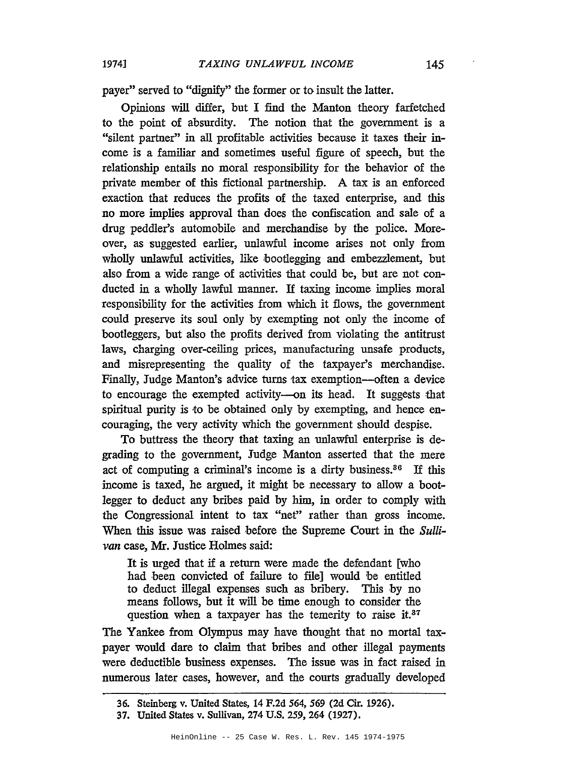payer" served to "dignify" the former or to insult the latter.

Opinions will differ, but I find the Manton theory farfetched to the point of absurdity. The notion that the government is a "silent partner" in all profitable activities because it taxes their income is a familiar and sometimes useful figure of speech, but the relationship entails no moral responsibility for the behavior of the private member of this fictional partnership. A tax is an enforced exaction that reduces the profits of the taxed enterprise, and this no more implies approval than does the confiscation and sale of a drug peddler's automobile and merchandise by the police. Moreover, as suggested earlier, unlawful income arises not only from wholly unlawful activities, like bootlegging and embezzlement, but also from a wide range of activities that could be, but are not conducted in a wholly lawful manner. If taxing income implies moral responsibility for the activities from which it flows, the government could preserve its soul only by exempting not only the income of bootleggers, but also the profits derived from violating the antitrust laws, charging over-ceiling prices, manufacturing unsafe products, and misrepresenting the quality of the taxpayer's merchandise. Finally, Judge Manton's advice turns tax exemption—often a device to encourage the exempted activity—on its head. It suggests that spiritual purity is to be obtained only by exempting, and hence encouraging, the very activity which the government should despise.

To buttress the theory that taxing an unlawful enterprise is degrading to the government, Judge Manton asserted that the mere act of computing a criminal's income is a dirty business.[36] If this income is taxed, he argued, it might be necessary to allow a bootlegger to deduct any bribes paid by him, in order to comply with the Congressional intent to tax "net" rather than gross income. When this issue was raised before the Supreme Court in the *Sullivan* case, Mr. Justice Holmes said:

> It is urged that if a return were made the defendant [who had been convicted of failure to file] would be entitled to deduct illegal expenses such as bribery. This by no means follows, but it will be time enough to consider the question when a taxpayer has the temerity to raise it.[37]

The Yankee from Olympus may have thought that no mortal taxpayer would dare to claim that bribes and other illegal payments were deductible business expenses. The issue was in fact raised in numerous later cases, however, and the courts gradually developed

---

36. Steinberg v. United States, 14 F.2d 564, 569 (2d Cir. 1926).

37. United States v. Sullivan, 274 U.S. 259, 264 (1927).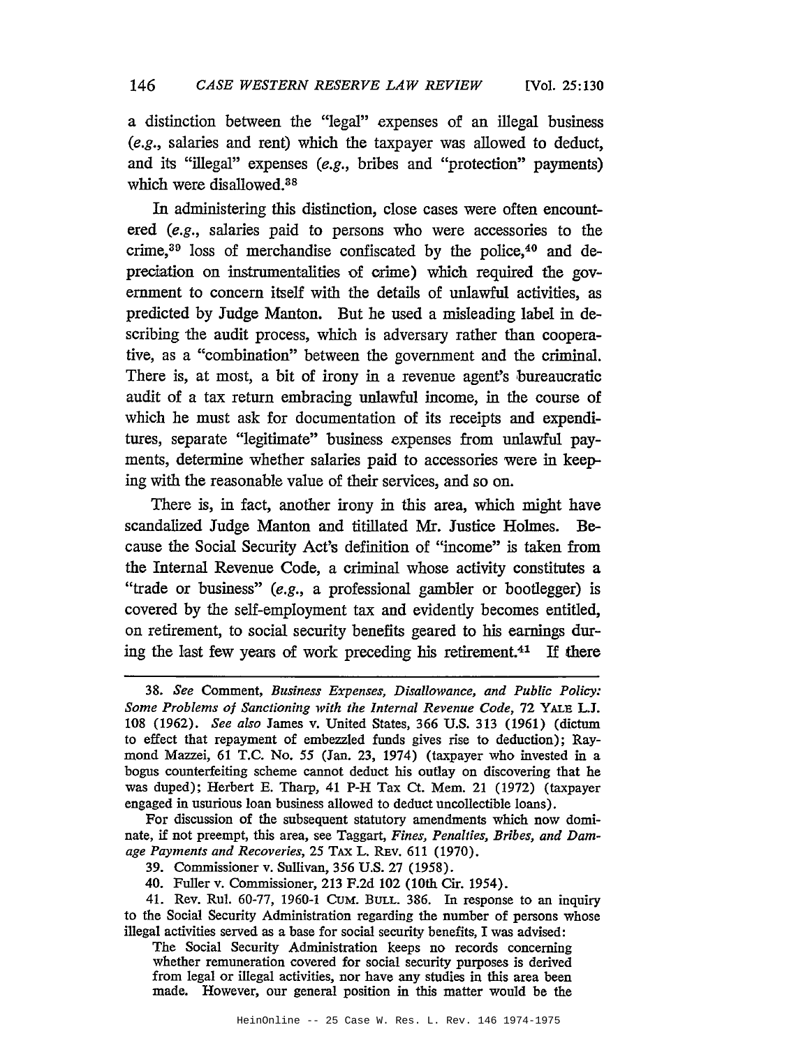a distinction between the "legal" expenses of an illegal business (*e.g.*, salaries and rent) which the taxpayer was allowed to deduct, and its "illegal" expenses (*e.g.*, bribes and "protection" payments) which were disallowed.[38]

In administering this distinction, close cases were often encountered (*e.g.*, salaries paid to persons who were accessories to the crime,[39] loss of merchandise confiscated by the police,[40] and depreciation on instrumentalities of crime) which required the government to concern itself with the details of unlawful activities, as predicted by Judge Manton. But he used a misleading label in describing the audit process, which is adversary rather than cooperative, as a "combination" between the government and the criminal. There is, at most, a bit of irony in a revenue agent's bureaucratic audit of a tax return embracing unlawful income, in the course of which he must ask for documentation of its receipts and expenditures, separate "legitimate" business expenses from unlawful payments, determine whether salaries paid to accessories were in keeping with the reasonable value of their services, and so on.

There is, in fact, another irony in this area, which might have scandalized Judge Manton and titillated Mr. Justice Holmes. Because the Social Security Act's definition of "income" is taken from the Internal Revenue Code, a criminal whose activity constitutes a "trade or business" (*e.g.*, a professional gambler or bootlegger) is covered by the self-employment tax and evidently becomes entitled, on retirement, to social security benefits geared to his earnings during the last few years of work preceding his retirement.[41] If there

---

38. *See* Comment, *Business Expenses, Disallowance, and Public Policy: Some Problems of Sanctioning with the Internal Revenue Code*, 72 YALE L.J. 108 (1962). *See also* James v. United States, 366 U.S. 313 (1961) (dictum to effect that repayment of embezzled funds gives rise to deduction); Raymond Mazzei, 61 T.C. No. 55 (Jan. 23, 1974) (taxpayer who invested in a bogus counterfeiting scheme cannot deduct his outlay on discovering that he was duped); Herbert E. Tharp, 41 P-H Tax Ct. Mem. 21 (1972) (taxpayer engaged in usurious loan business allowed to deduct uncollectible loans).

For discussion of the subsequent statutory amendments which now dominate, if not preempt, this area, see Taggart, *Fines, Penalties, Bribes, and Damage Payments and Recoveries*, 25 TAX L. REV. 611 (1970).

39. Commissioner v. Sullivan, 356 U.S. 27 (1958).

40. Fuller v. Commissioner, 213 F.2d 102 (10th Cir. 1954).

41. Rev. Rul. 60-77, 1960-1 CUM. BULL. 386. In response to an inquiry to the Social Security Administration regarding the number of persons whose illegal activities served as a base for social security benefits, I was advised:

> The Social Security Administration keeps no records concerning whether remuneration covered for social security purposes is derived from legal or illegal activities, nor have any studies in this area been made. However, our general position in this matter would be the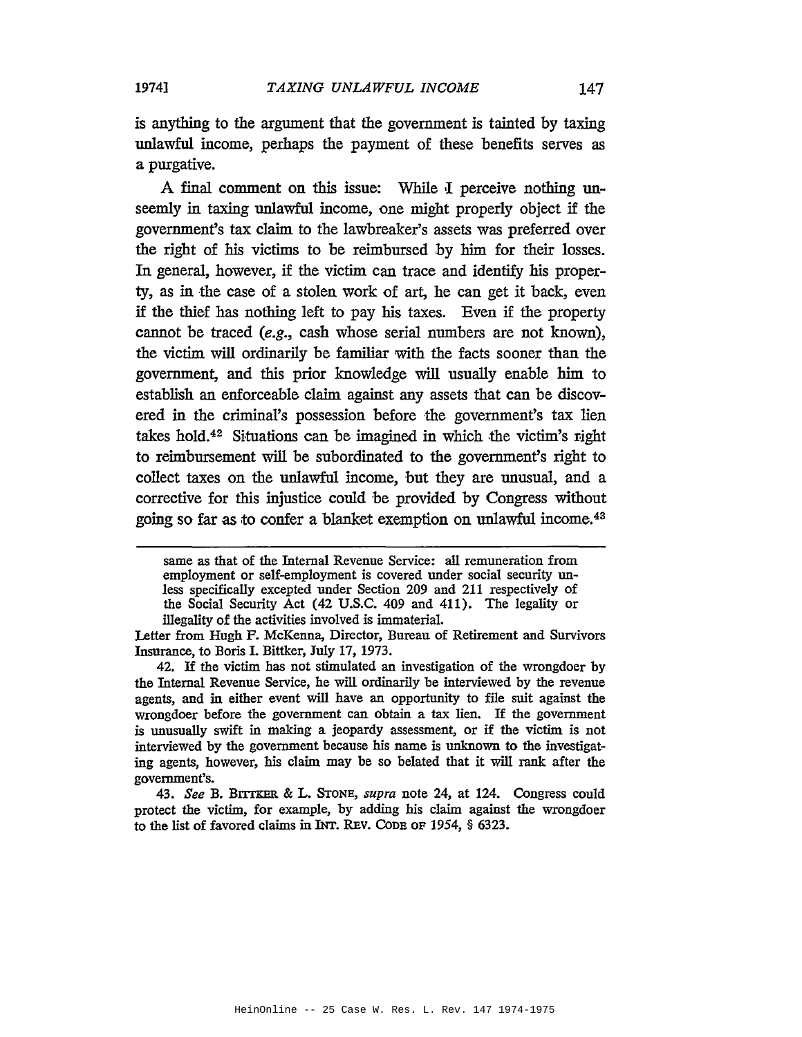is anything to the argument that the government is tainted by taxing unlawful income, perhaps the payment of these benefits serves as a purgative.

A final comment on this issue: While I perceive nothing unseemly in taxing unlawful income, one might properly object if the government's tax claim to the lawbreaker's assets was preferred over the right of his victims to be reimbursed by him for their losses. In general, however, if the victim can trace and identify his property, as in the case of a stolen work of art, he can get it back, even if the thief has nothing left to pay his taxes. Even if the property cannot be traced (*e.g.*, cash whose serial numbers are not known), the victim will ordinarily be familiar with the facts sooner than the government, and this prior knowledge will usually enable him to establish an enforceable claim against any assets that can be discovered in the criminal's possession before the government's tax lien takes hold.[42] Situations can be imagined in which the victim's right to reimbursement will be subordinated to the government's right to collect taxes on the unlawful income, but they are unusual, and a corrective for this injustice could be provided by Congress without going so far as to confer a blanket exemption on unlawful income.[43]

---

> same as that of the Internal Revenue Service: all remuneration from employment or self-employment is covered under social security unless specifically excepted under Section 209 and 211 respectively of the Social Security Act (42 U.S.C. 409 and 411). The legality or illegality of the activities involved is immaterial.

Letter from Hugh F. McKenna, Director, Bureau of Retirement and Survivors Insurance, to Boris I. Bittker, July 17, 1973.

42. If the victim has not stimulated an investigation of the wrongdoer by the Internal Revenue Service, he will ordinarily be interviewed by the revenue agents, and in either event will have an opportunity to file suit against the wrongdoer before the government can obtain a tax lien. If the government is unusually swift in making a jeopardy assessment, or if the victim is not interviewed by the government because his name is unknown to the investigating agents, however, his claim may be so belated that it will rank after the government's.

43. *See* B. BITTKER & L. STONE, *supra* note 24, at 124. Congress could protect the victim, for example, by adding his claim against the wrongdoer to the list of favored claims in INT. REV. CODE OF 1954, § 6323.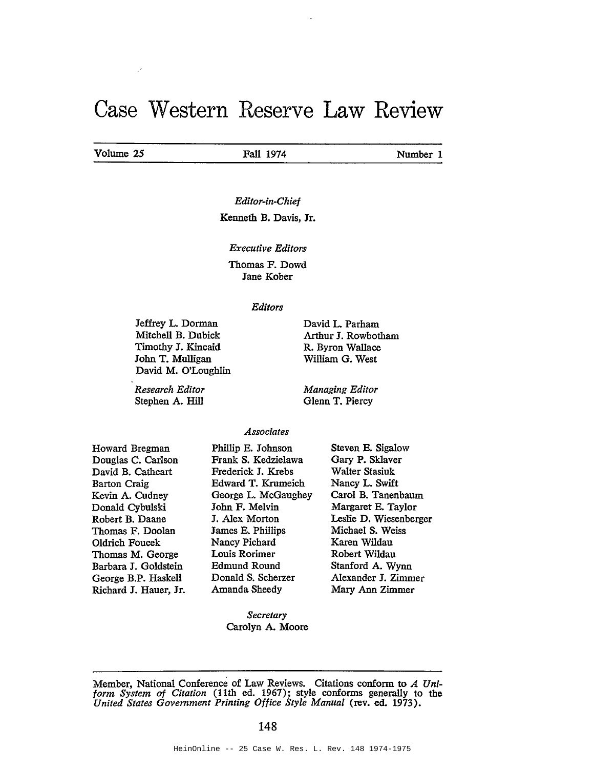# Case Western Reserve Law Review

Volume 25 — Fall 1974 — Number 1

*Editor-in-Chief*
Kenneth B. Davis, Jr.

*Executive Editors*
Thomas F. Dowd
Jane Kober

*Editors*

Jeffrey L. Dorman
Mitchell B. Dubick
Timothy J. Kincaid
John T. Mulligan
David M. O'Loughlin
David L. Parham
Arthur J. Rowbotham
R. Byron Wallace
William G. West

*Research Editor*
Stephen A. Hill

*Managing Editor*
Glenn T. Piercy

*Associates*

Howard Bregman
Douglas C. Carlson
David B. Cathcart
Barton Craig
Kevin A. Cudney
Donald Cybulski
Robert B. Daane
Thomas F. Doolan
Oldrich Foucek
Thomas M. George
Barbara J. Goldstein
George B.P. Haskell
Richard J. Hauer, Jr.
Phillip E. Johnson
Frank S. Kedzielawa
Frederick J. Krebs
Edward T. Krumeich
George L. McGaughey
John F. Melvin
J. Alex Morton
James E. Phillips
Nancy Pichard
Louis Rorimer
Edmund Round
Donald S. Scherzer
Amanda Sheedy
Steven E. Sigalow
Gary P. Sklaver
Walter Stasiuk
Nancy L. Swift
Carol B. Tanenbaum
Margaret E. Taylor
Leslie D. Wiesenberger
Michael S. Weiss
Karen Wildau
Robert Wildau
Stanford A. Wynn
Alexander J. Zimmer
Mary Ann Zimmer

*Secretary*
Carolyn A. Moore

Member, National Conference of Law Reviews. Citations conform to *A Uniform System of Citation* (11th ed. 1967); style conforms generally to the *United States Government Printing Office Style Manual* (rev. ed. 1973).